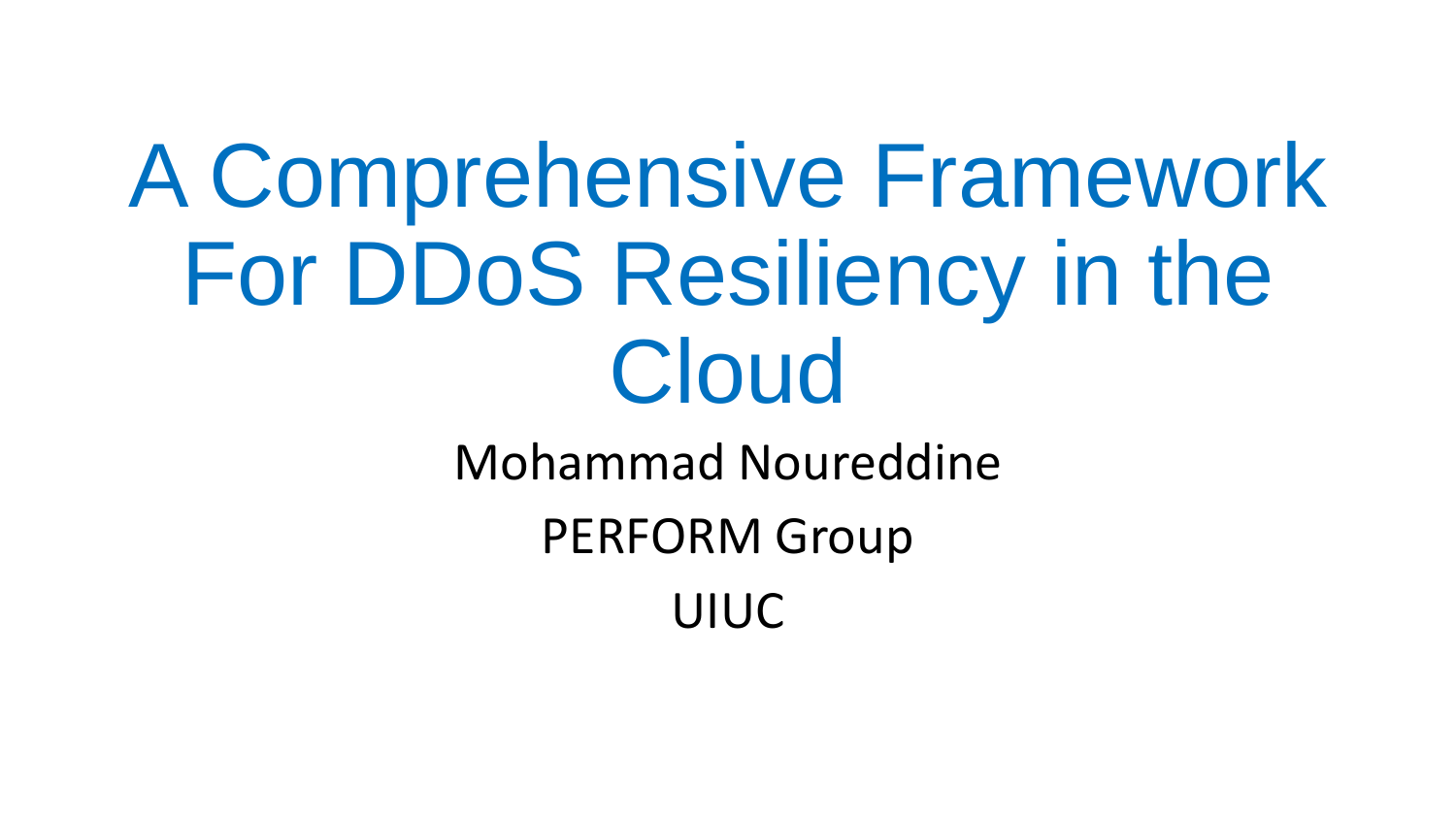# A Comprehensive Framework For DDoS Resiliency in the Cloud

Mohammad Noureddine

PERFORM Group

UIUC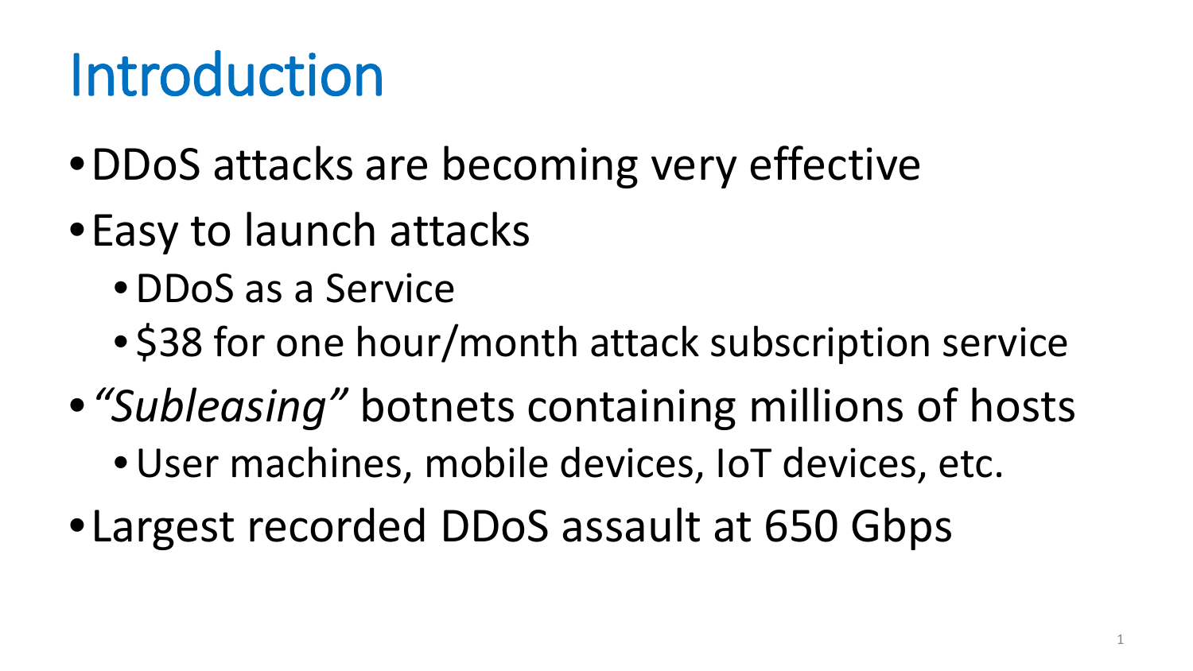# Introduction

- DDoS attacks are becoming very effective
- Easy to launch attacks
  - DDoS as a Service
  - $38 for one hour/month attack subscription service
- *"Subleasing"* botnets containing millions of hosts
  - User machines, mobile devices, IoT devices, etc.
- Largest recorded DDoS assault at 650 Gbps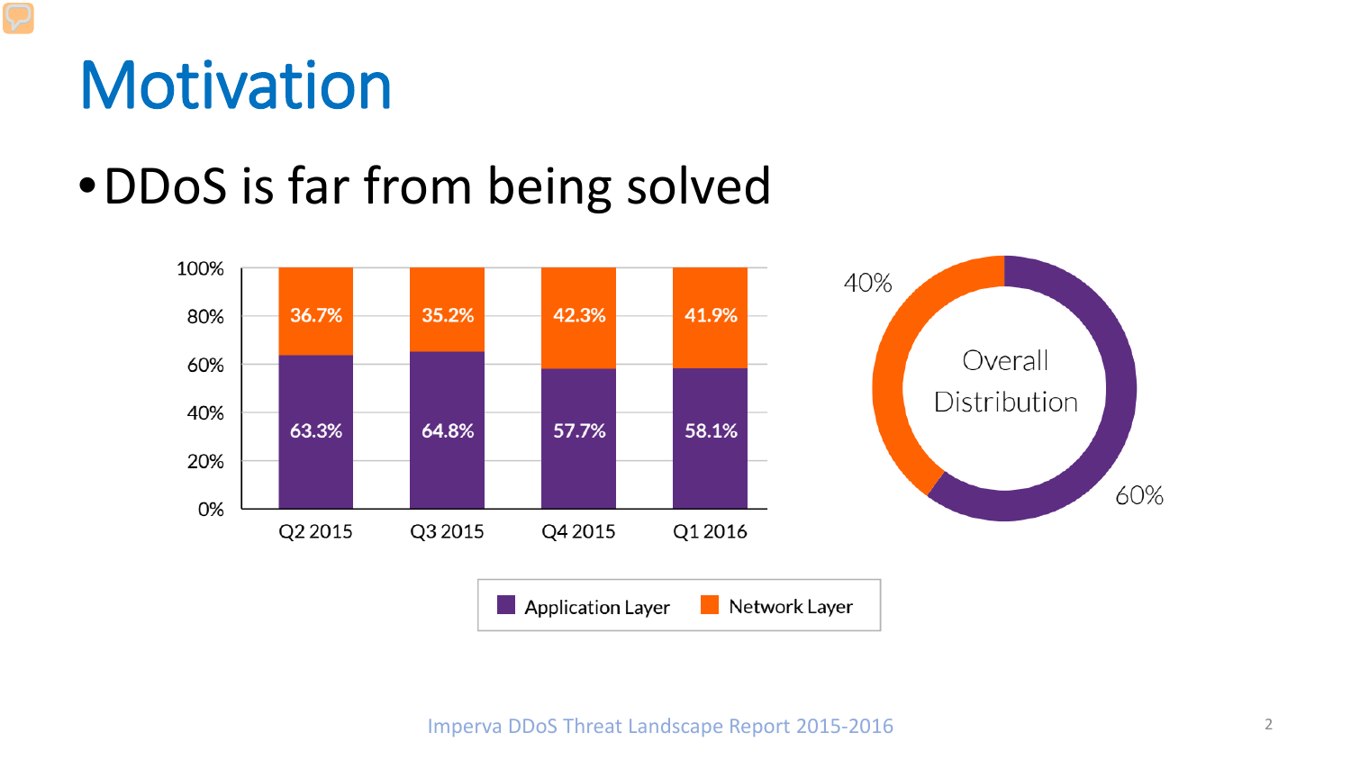# Motivation

- DDoS is far from being solved

| | Q2 2015 | Q3 2015 | Q4 2015 | Q1 2016 |
|---|---|---|---|---|
| Network Layer | 36.7% | 35.2% | 42.3% | 41.9% |
| Application Layer | 63.3% | 64.8% | 57.7% | 58.1% |

Overall Distribution: 40% Network Layer, 60% Application Layer

Imperva DDoS Threat Landscape Report 2015-2016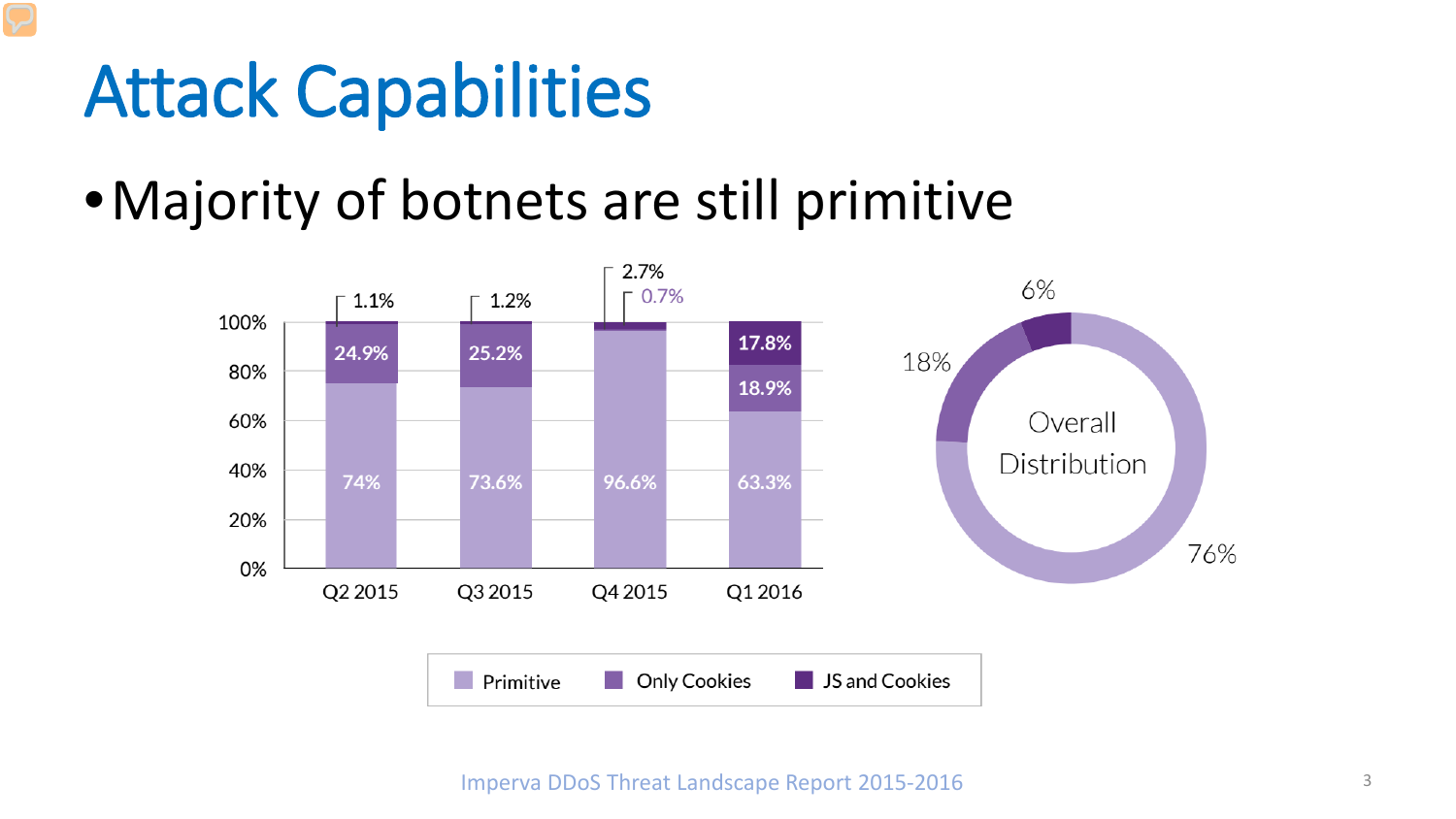# Attack Capabilities

- Majority of botnets are still primitive

| | Q2 2015 | Q3 2015 | Q4 2015 | Q1 2016 |
|---|---|---|---|---|
| Primitive | 74% | 73.6% | 96.6% | 63.3% |
| Only Cookies | 24.9% | 25.2% | 0.7% | 18.9% |
| JS and Cookies | 1.1% | 1.2% | 2.7% | 17.8% |

Overall Distribution

| Primitive | Only Cookies | JS and Cookies |
|---|---|---|
| 76% | 18% | 6% |

Imperva DDoS Threat Landscape Report 2015-2016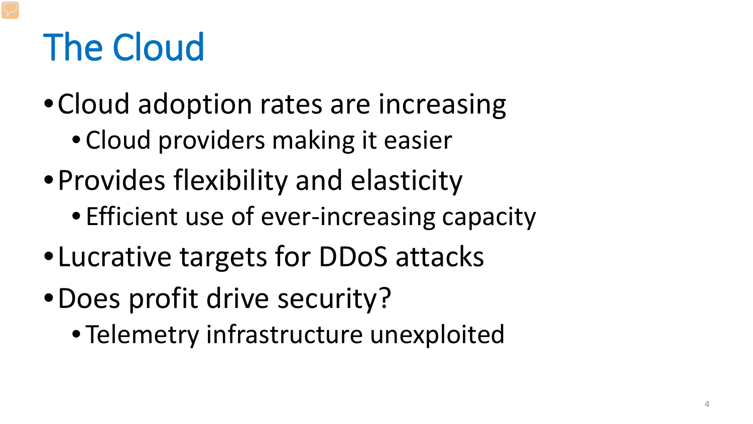# The Cloud

- Cloud adoption rates are increasing
  - Cloud providers making it easier
- Provides flexibility and elasticity
  - Efficient use of ever-increasing capacity
- Lucrative targets for DDoS attacks
- Does profit drive security?
  - Telemetry infrastructure unexploited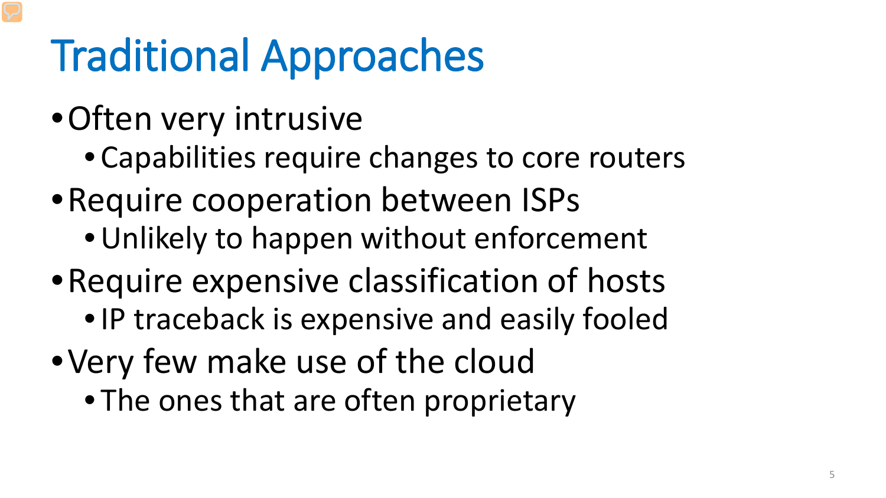# Traditional Approaches

- Often very intrusive
  - Capabilities require changes to core routers
- Require cooperation between ISPs
  - Unlikely to happen without enforcement
- Require expensive classification of hosts
  - IP traceback is expensive and easily fooled
- Very few make use of the cloud
  - The ones that are often proprietary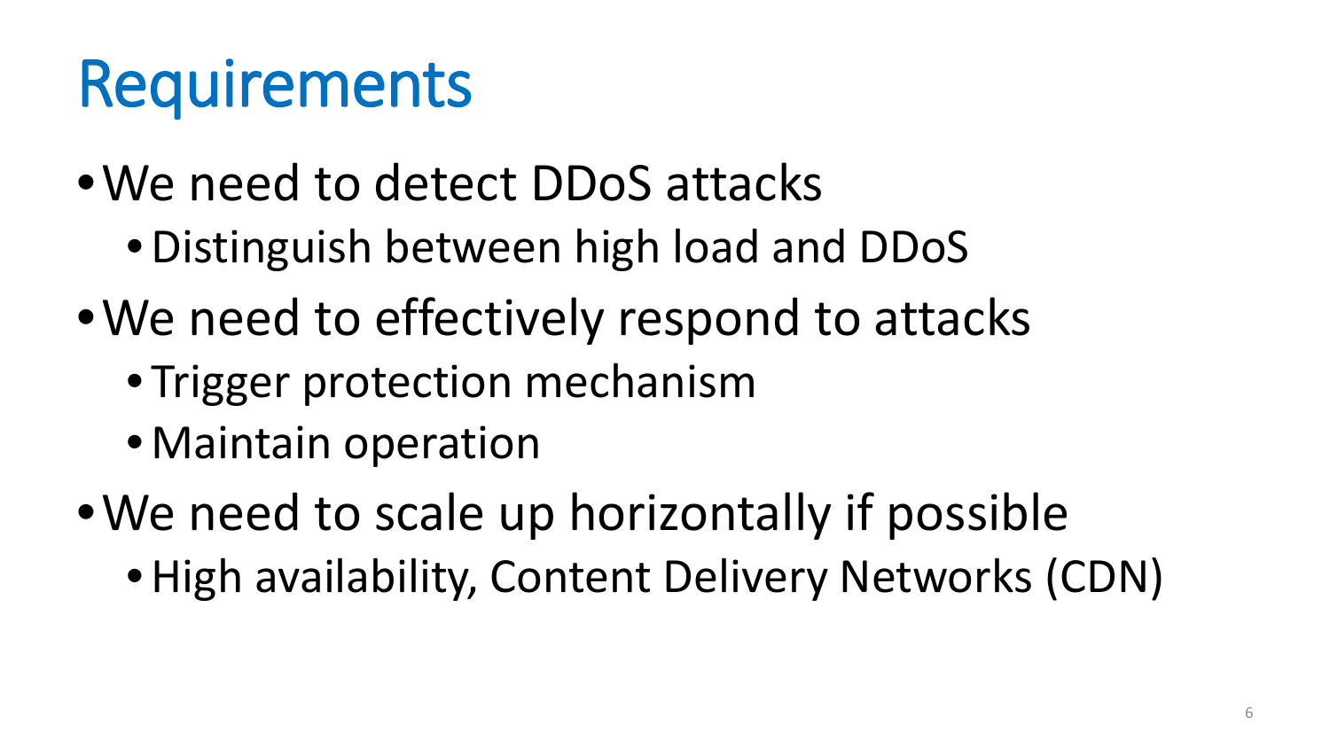# Requirements

- We need to detect DDoS attacks
  - Distinguish between high load and DDoS
- We need to effectively respond to attacks
  - Trigger protection mechanism
  - Maintain operation
- We need to scale up horizontally if possible
  - High availability, Content Delivery Networks (CDN)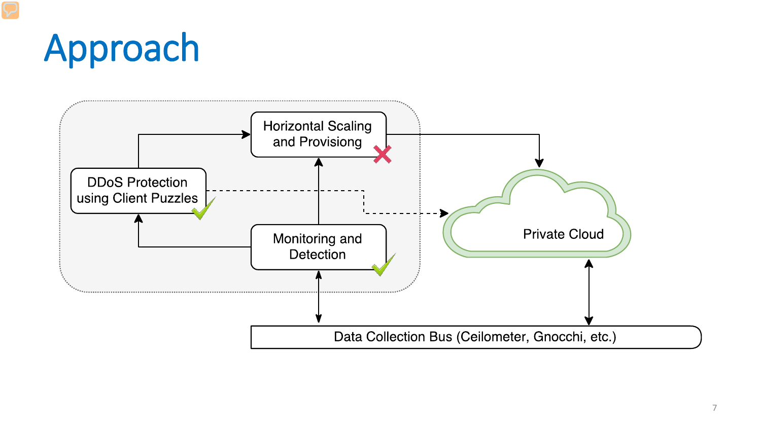# Approach

Horizontal Scaling and Provisiong

DDoS Protection using Client Puzzles

Monitoring and Detection

Private Cloud

Data Collection Bus (Ceilometer, Gnocchi, etc.)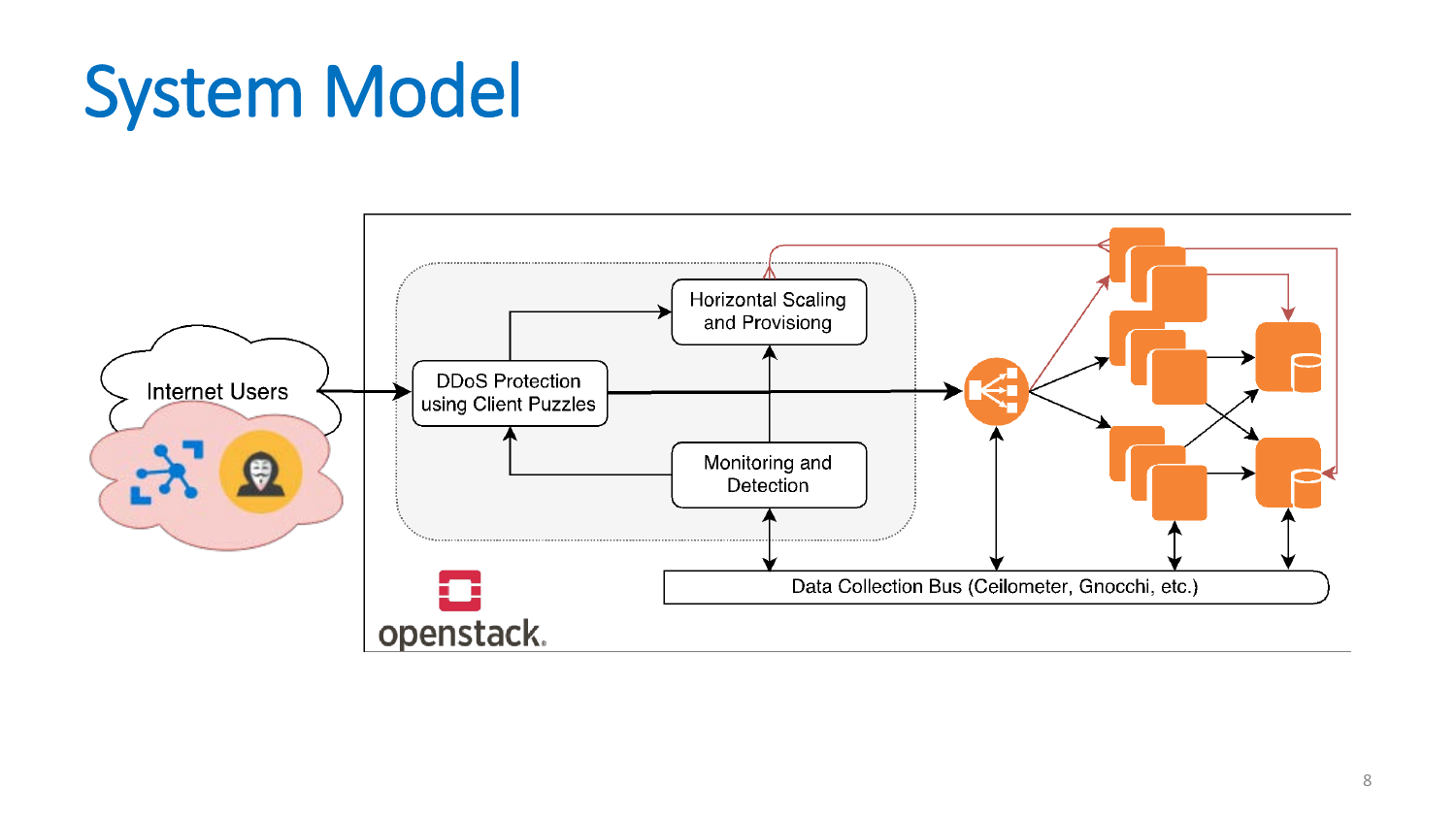# System Model

Internet Users

DDoS Protection using Client Puzzles

Horizontal Scaling and Provisiong

Monitoring and Detection

Data Collection Bus (Ceilometer, Gnocchi, etc.)

openstack.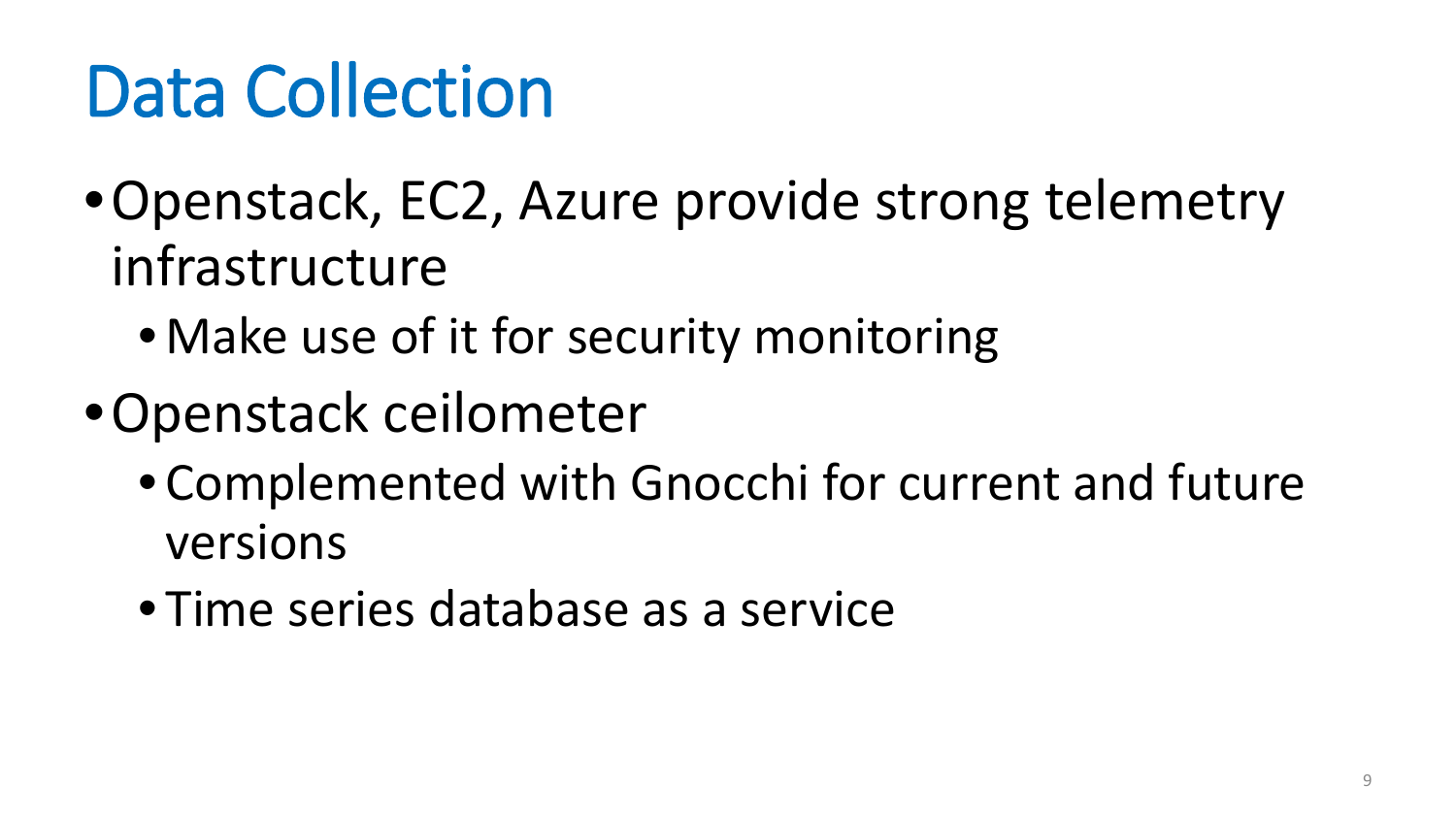# Data Collection

- Openstack, EC2, Azure provide strong telemetry infrastructure
  - Make use of it for security monitoring
- Openstack ceilometer
  - Complemented with Gnocchi for current and future versions
  - Time series database as a service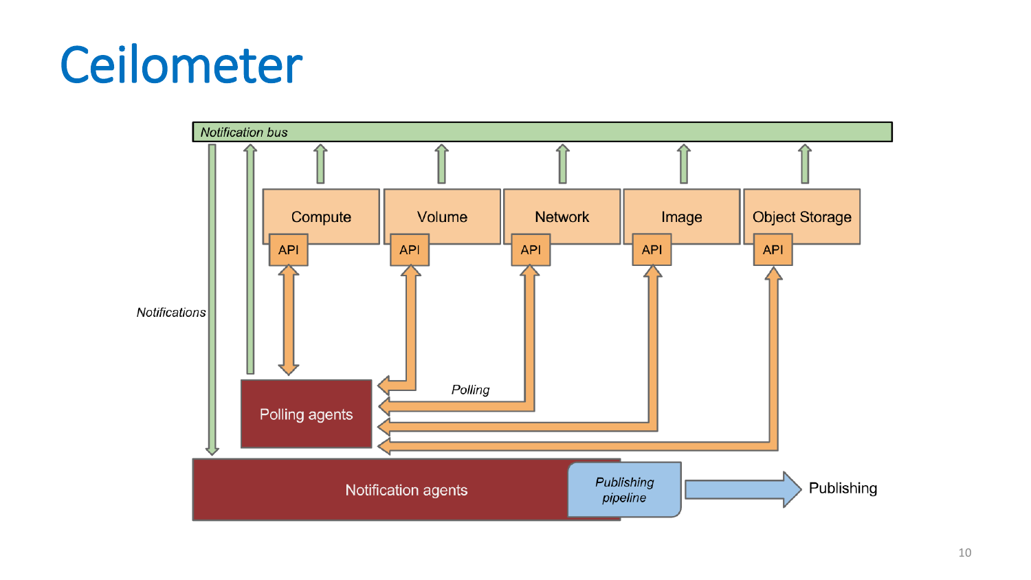# Ceilometer

Notification bus

Compute | Volume | Network | Image | Object Storage

API | API | API | API | API

Notifications

Polling

Polling agents

Notification agents

Publishing pipeline

Publishing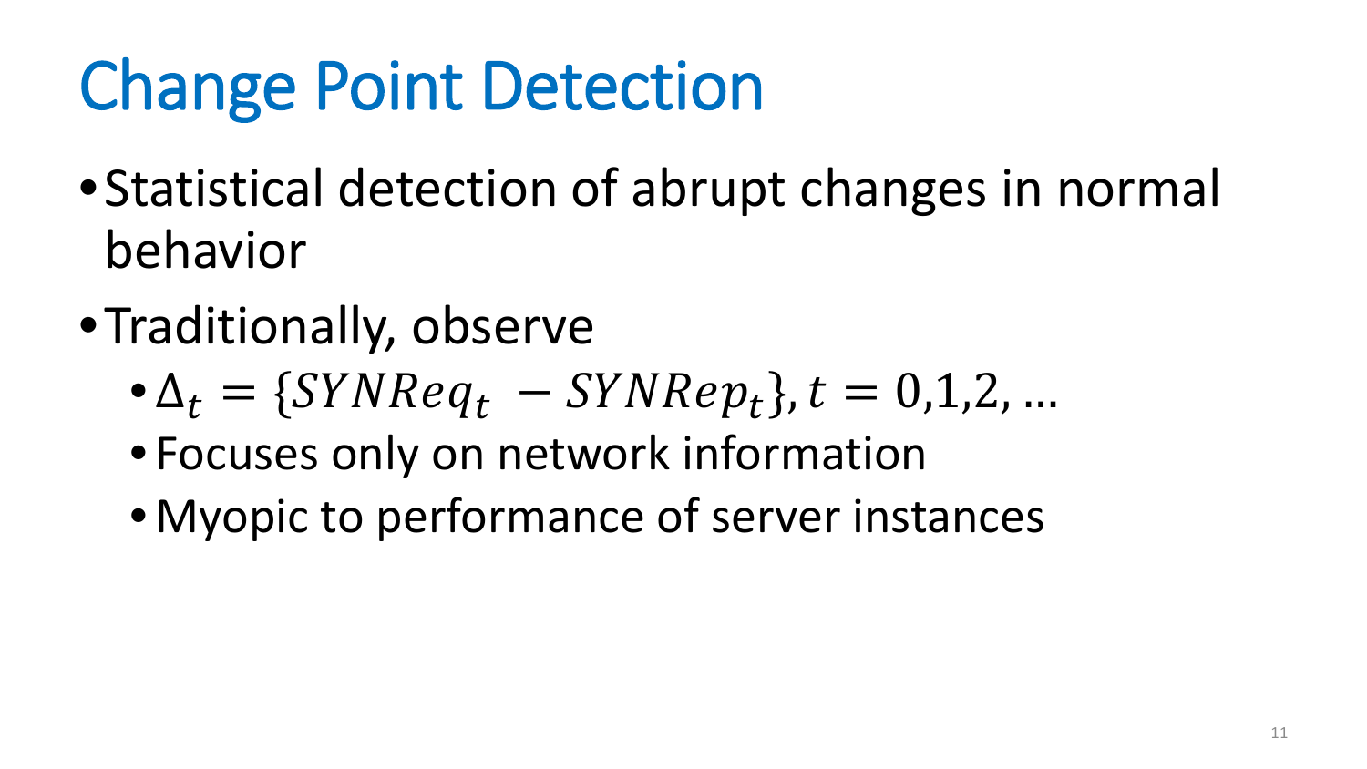# Change Point Detection

- Statistical detection of abrupt changes in normal behavior
- Traditionally, observe
  - $\Delta_t = \{SYNReq_t - SYNRep_t\}, t = 0,1,2, \ldots$
  - Focuses only on network information
  - Myopic to performance of server instances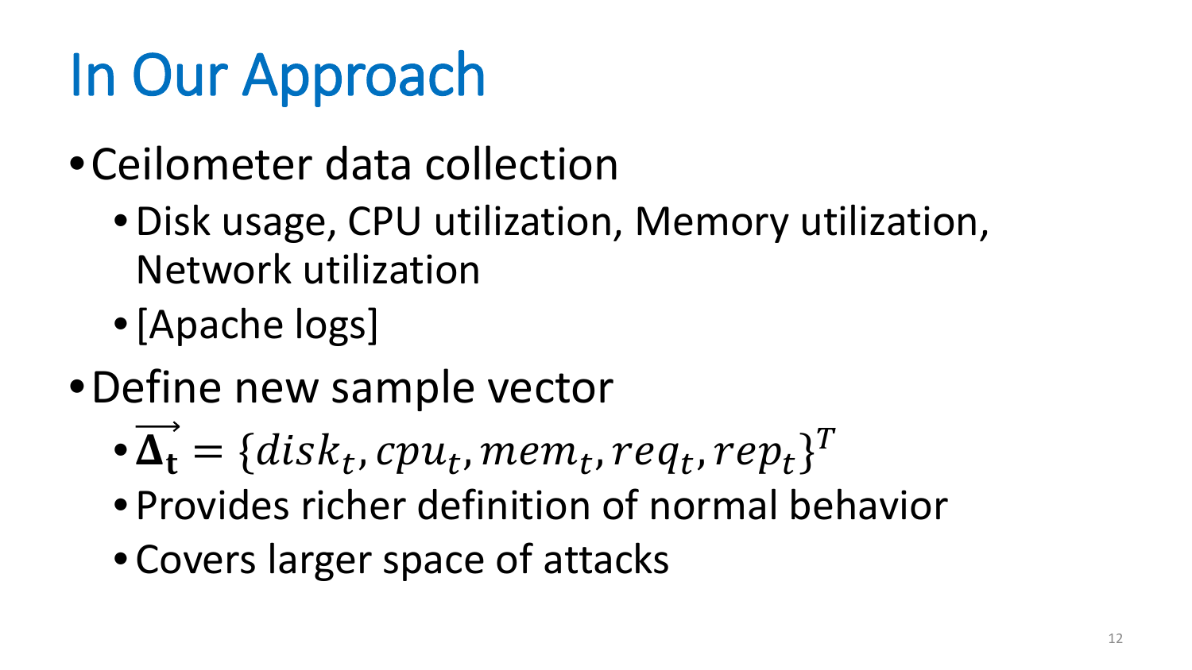# In Our Approach

- Ceilometer data collection
  - Disk usage, CPU utilization, Memory utilization, Network utilization
  - [Apache logs]
- Define new sample vector
  - $\overrightarrow{\mathbf{\Delta_t}} = \{disk_t, cpu_t, mem_t, req_t, rep_t\}^T$
  - Provides richer definition of normal behavior
  - Covers larger space of attacks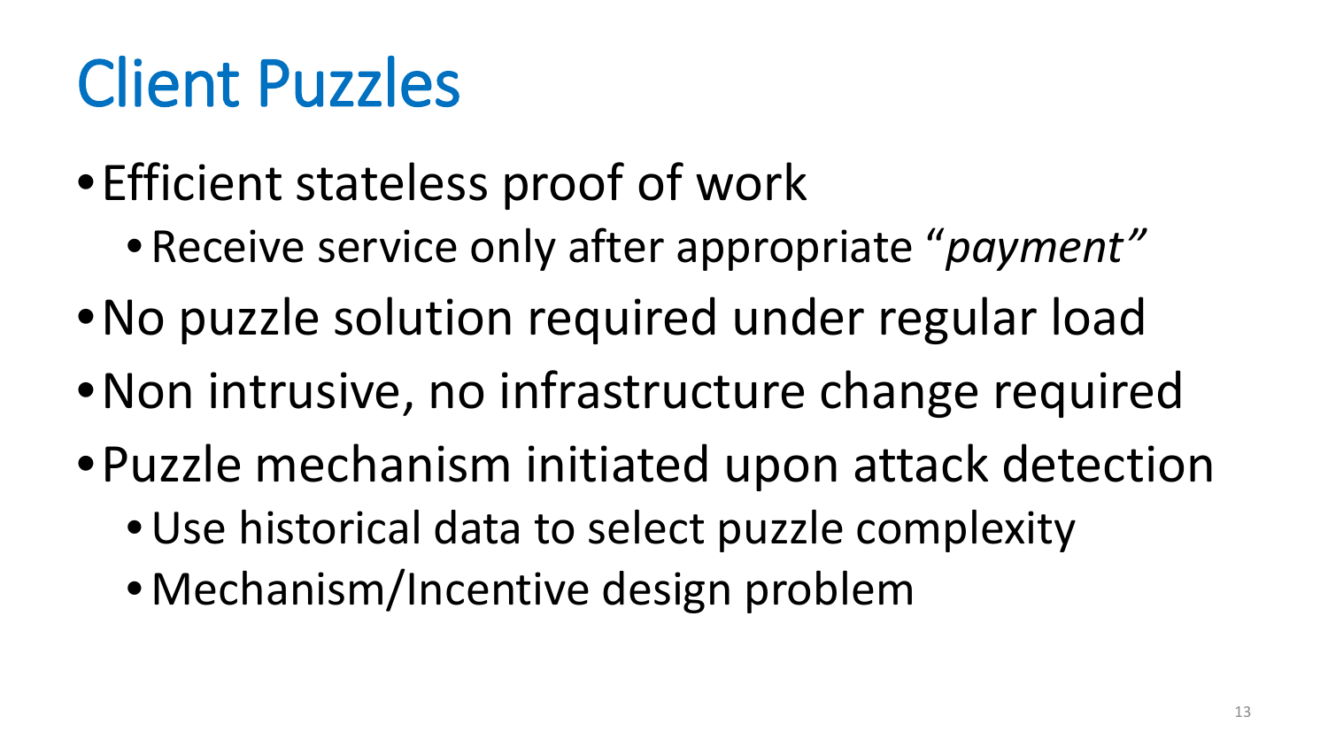# Client Puzzles

- Efficient stateless proof of work
  - Receive service only after appropriate "*payment*"
- No puzzle solution required under regular load
- Non intrusive, no infrastructure change required
- Puzzle mechanism initiated upon attack detection
  - Use historical data to select puzzle complexity
  - Mechanism/Incentive design problem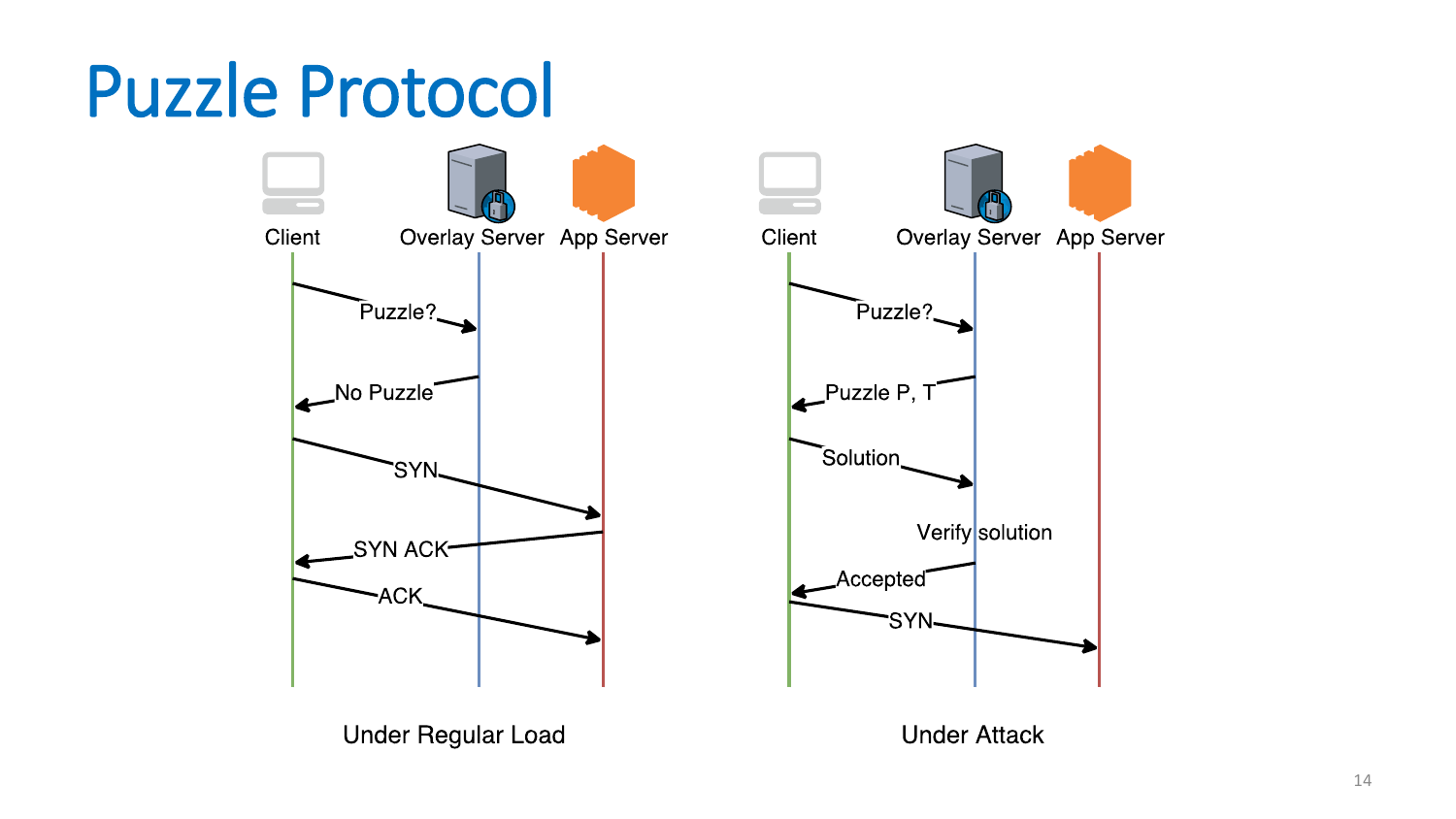# Puzzle Protocol

**Under Regular Load**

| From | To | Message |
|---|---|---|
| Client | Overlay Server | Puzzle? |
| Overlay Server | Client | No Puzzle |
| Client | App Server | SYN |
| App Server | Client | SYN ACK |
| Client | App Server | ACK |

**Under Attack**

| From | To | Message |
|---|---|---|
| Client | Overlay Server | Puzzle? |
| Overlay Server | Client | Puzzle P, T |
| Client | Overlay Server | Solution |
| Overlay Server | — | Verify solution |
| Overlay Server | Client | Accepted |
| Client | App Server | SYN |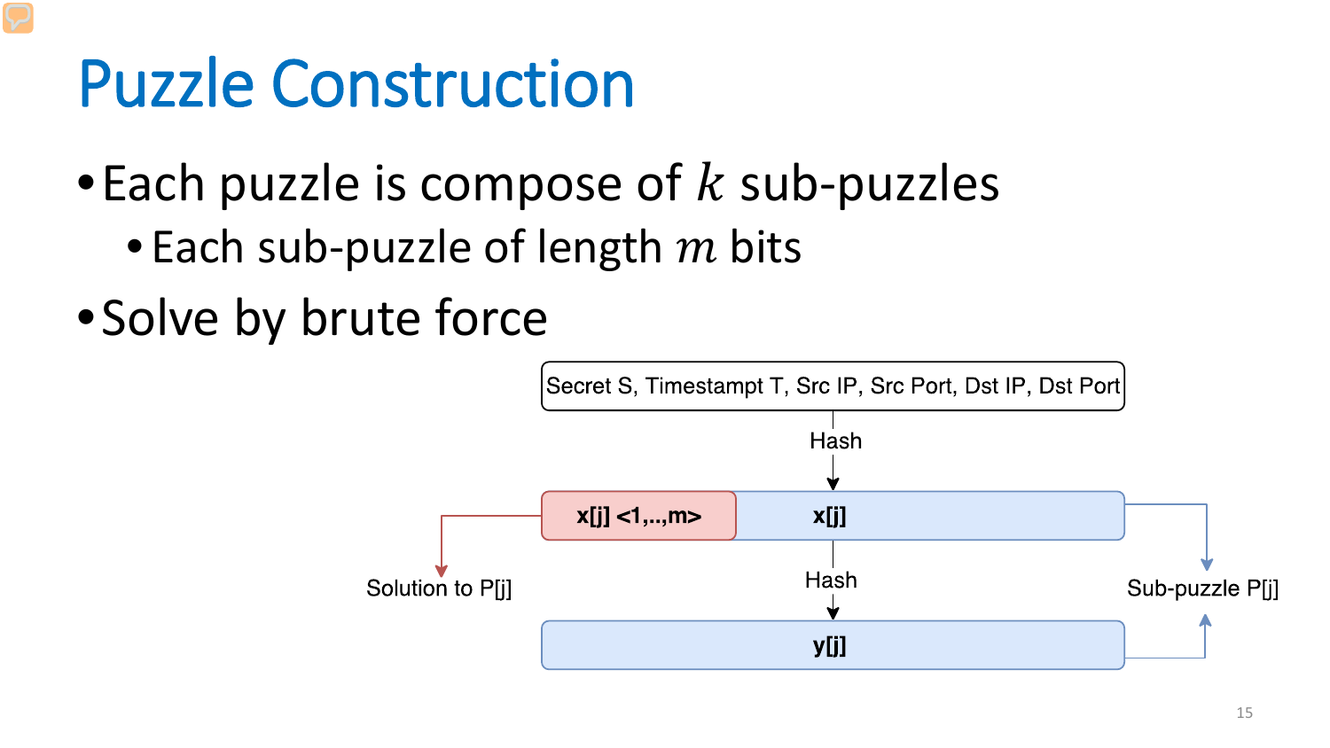# Puzzle Construction

- Each puzzle is compose of $k$ sub-puzzles
  - Each sub-puzzle of length $m$ bits
- Solve by brute force

Secret S, Timestampt T, Src IP, Src Port, Dst IP, Dst Port

Hash

x[j] <1,..,m>

x[j]

Solution to P[j]

Hash

Sub-puzzle P[j]

y[j]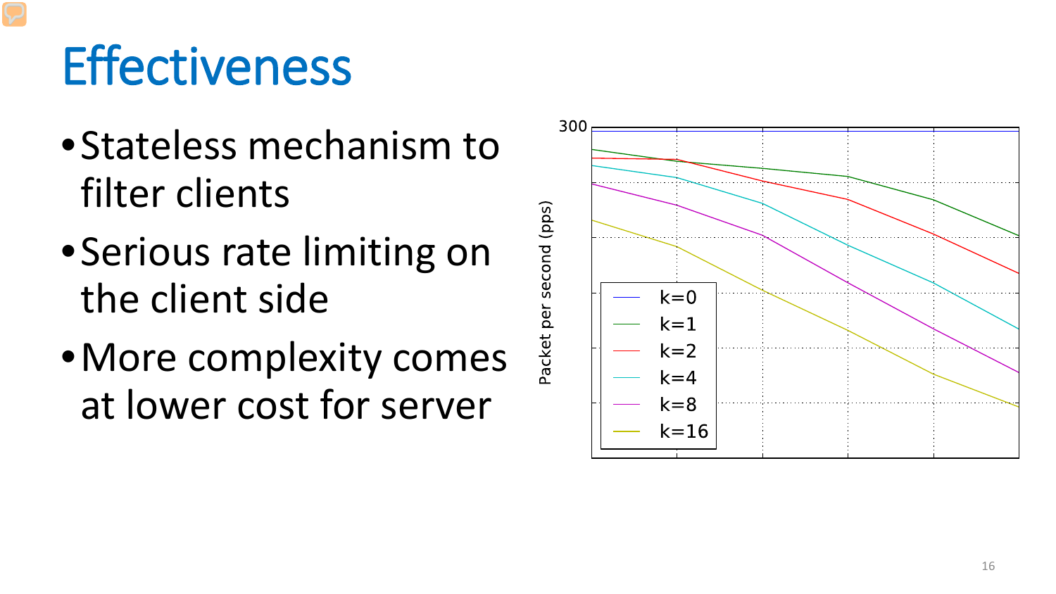# Effectiveness

- Stateless mechanism to filter clients
- Serious rate limiting on the client side
- More complexity comes at lower cost for server

Packet per second (pps)

300

k=0
k=1
k=2
k=4
k=8
k=16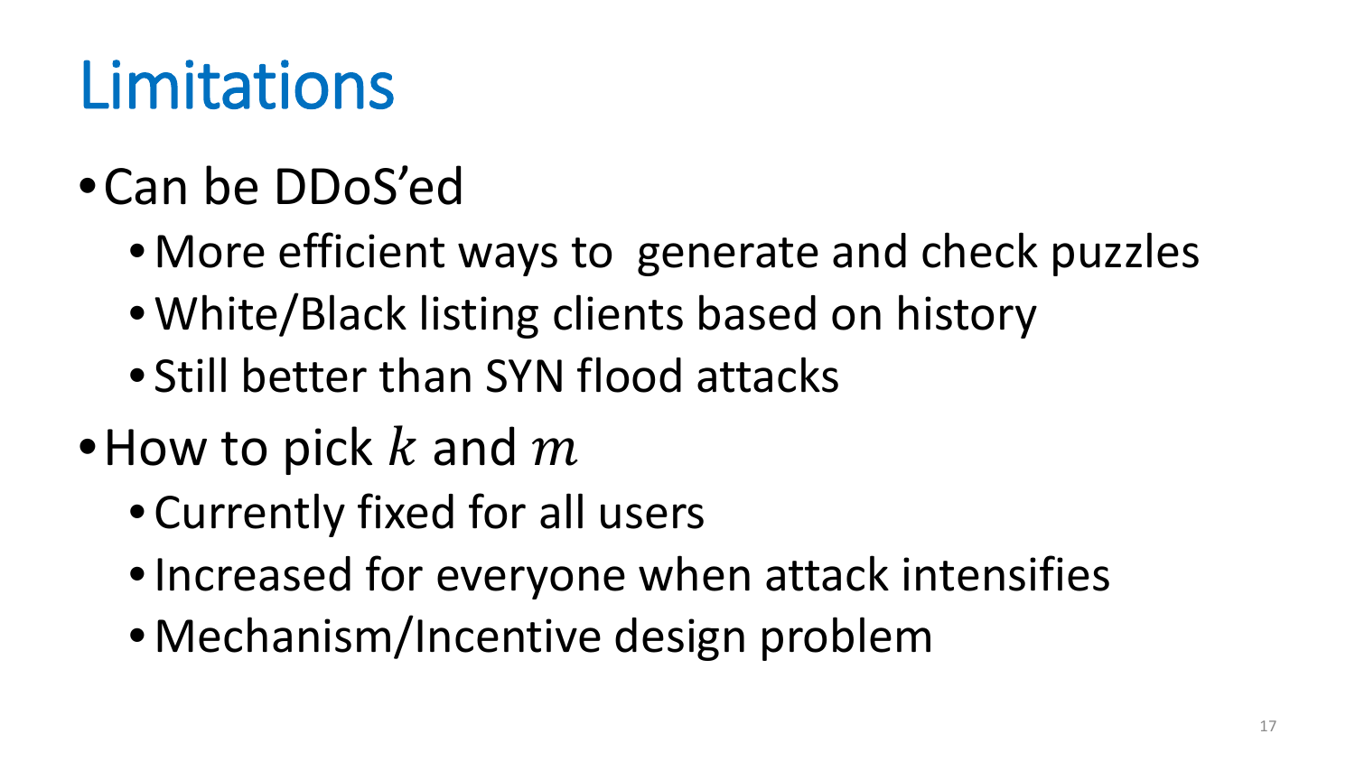# Limitations

- Can be DDoS'ed
  - More efficient ways to generate and check puzzles
  - White/Black listing clients based on history
  - Still better than SYN flood attacks
- How to pick $k$ and $m$
  - Currently fixed for all users
  - Increased for everyone when attack intensifies
  - Mechanism/Incentive design problem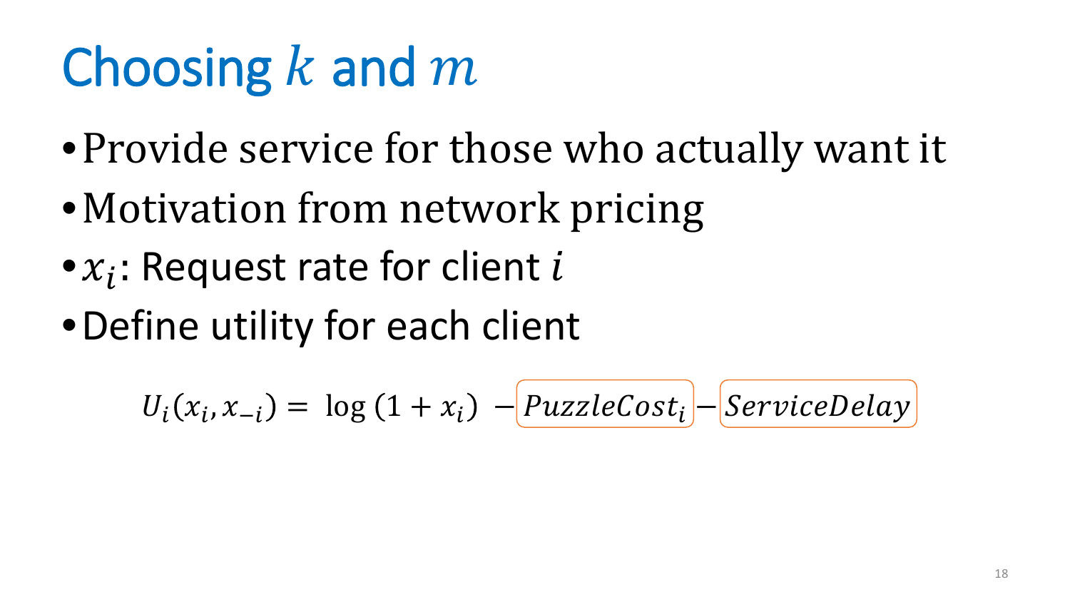# Choosing $k$ and $m$

- Provide service for those who actually want it
- Motivation from network pricing
- $x_i$: Request rate for client $i$
- Define utility for each client

$$U_i(x_i, x_{-i}) = \log(1 + x_i) - PuzzleCost_i - ServiceDelay$$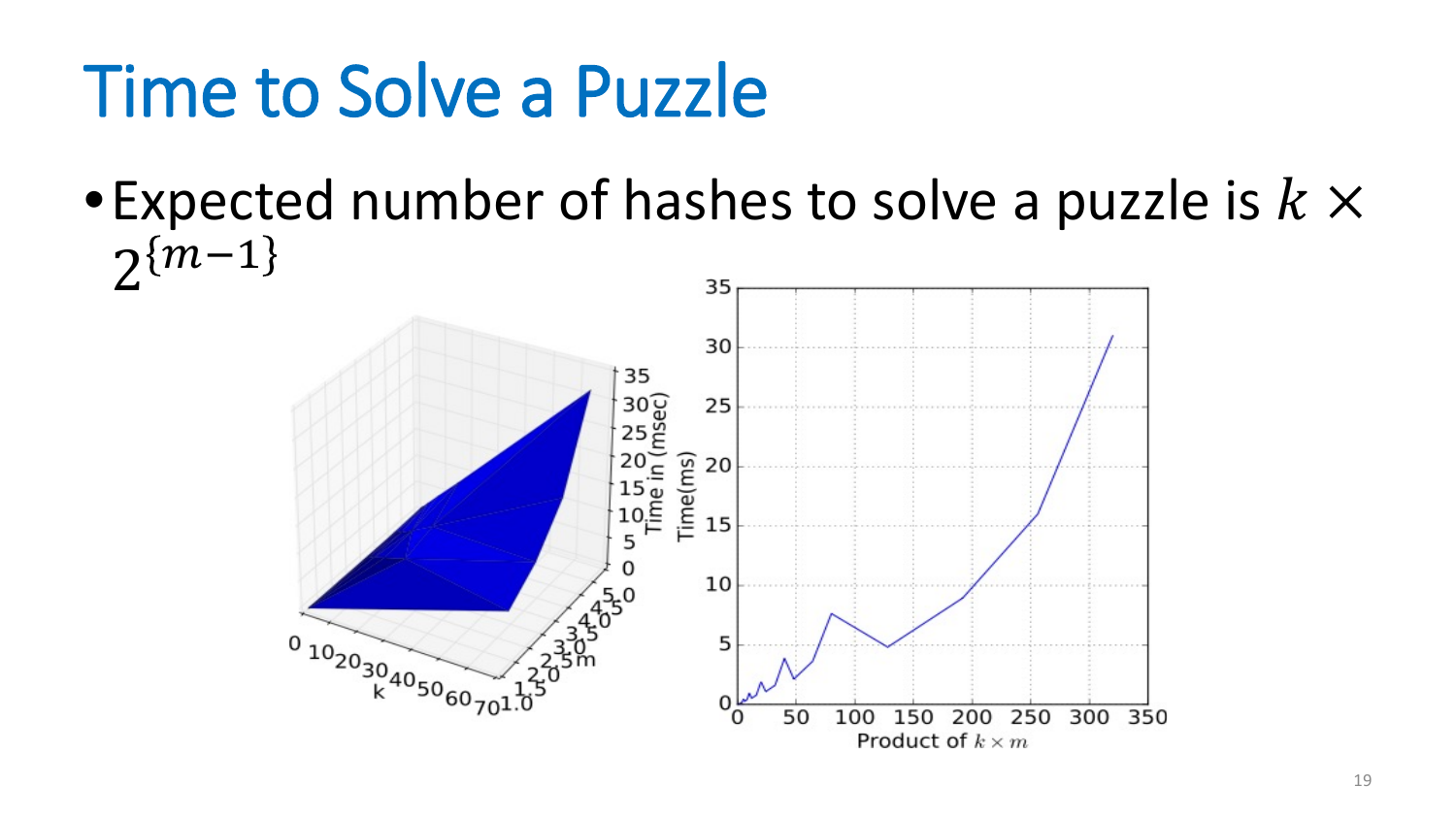# Time to Solve a Puzzle

- Expected number of hashes to solve a puzzle is $k \times 2^{\{m-1\}}$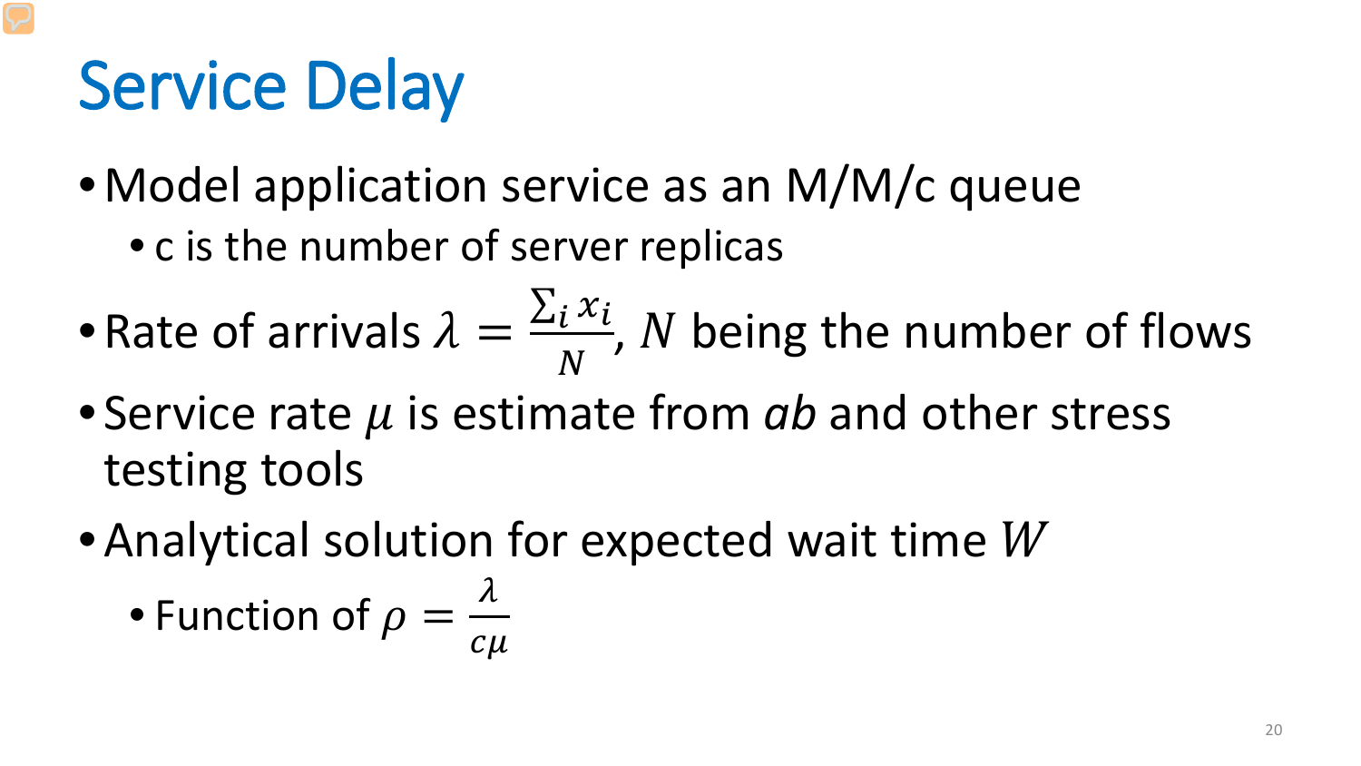# Service Delay

- Model application service as an M/M/c queue
  - c is the number of server replicas
- Rate of arrivals $\lambda = \frac{\sum_i x_i}{N}$, $N$ being the number of flows
- Service rate $\mu$ is estimate from *ab* and other stress testing tools
- Analytical solution for expected wait time $W$
  - Function of $\rho = \frac{\lambda}{c\mu}$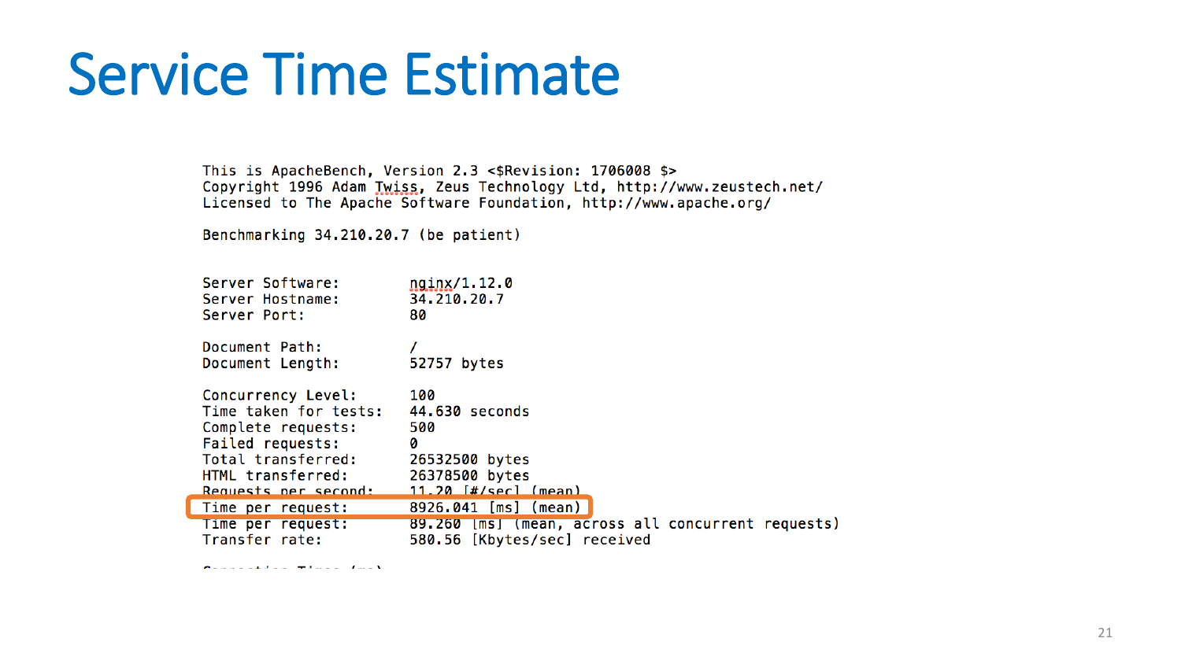# Service Time Estimate

```
This is ApacheBench, Version 2.3 <$Revision: 1706008 $>
Copyright 1996 Adam Twiss, Zeus Technology Ltd, http://www.zeustech.net/
Licensed to The Apache Software Foundation, http://www.apache.org/

Benchmarking 34.210.20.7 (be patient)


Server Software:        nginx/1.12.0
Server Hostname:        34.210.20.7
Server Port:            80

Document Path:          /
Document Length:        52757 bytes

Concurrency Level:      100
Time taken for tests:   44.630 seconds
Complete requests:      500
Failed requests:        0
Total transferred:      26532500 bytes
HTML transferred:       26378500 bytes
Requests per second:    11.20 [#/sec] (mean)
Time per request:       8926.041 [ms] (mean)
Time per request:       89.260 [ms] (mean, across all concurrent requests)
Transfer rate:          580.56 [Kbytes/sec] received
```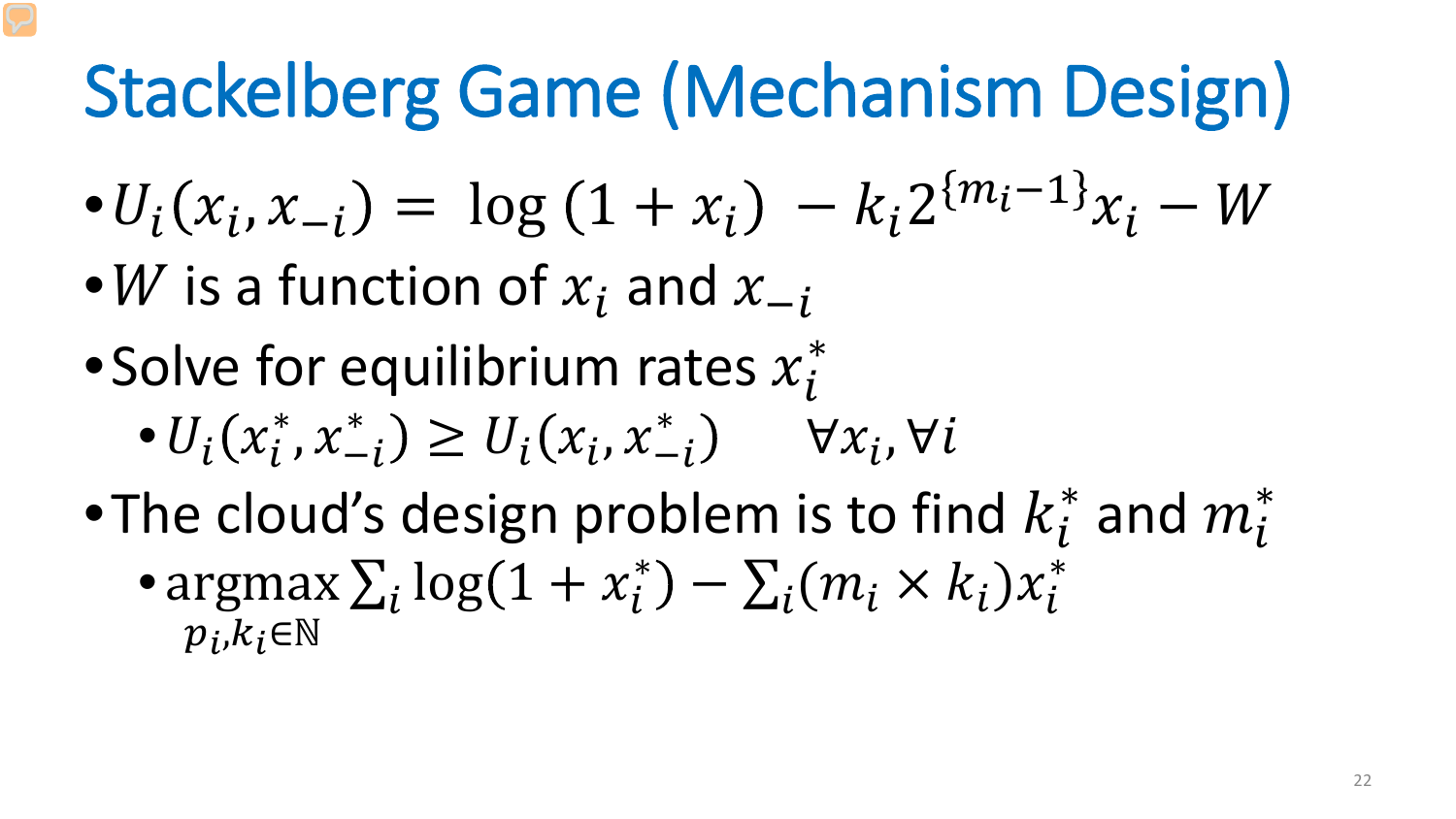# Stackelberg Game (Mechanism Design)

- $U_i(x_i, x_{-i}) = \log(1 + x_i) - k_i 2^{\{m_i - 1\}} x_i - W$
- $W$ is a function of $x_i$ and $x_{-i}$
- Solve for equilibrium rates $x_i^*$
  - $U_i(x_i^*, x_{-i}^*) \geq U_i(x_i, x_{-i}^*) \quad \forall x_i, \forall i$
- The cloud's design problem is to find $k_i^*$ and $m_i^*$
  - $\underset{p_i, k_i \in \mathbb{N}}{\text{argmax}} \sum_i \log(1 + x_i^*) - \sum_i (m_i \times k_i) x_i^*$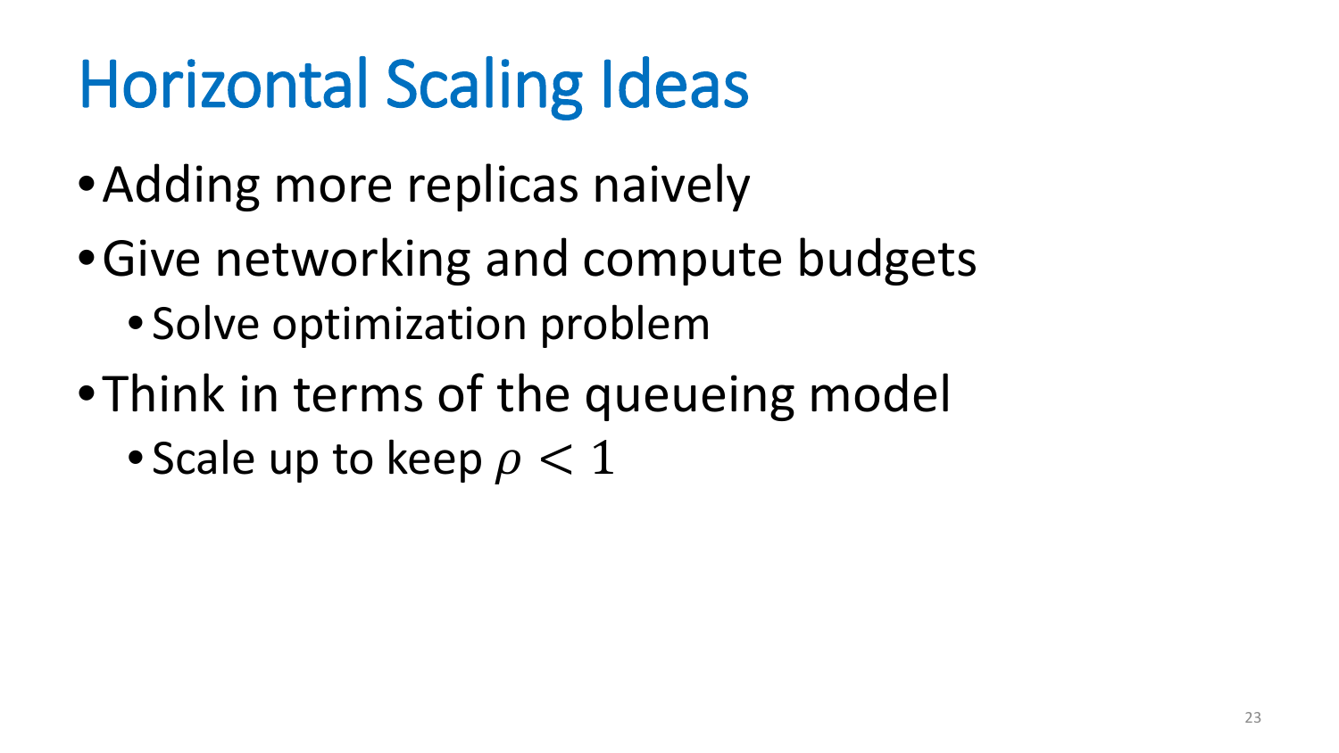# Horizontal Scaling Ideas

- Adding more replicas naively
- Give networking and compute budgets
  - Solve optimization problem
- Think in terms of the queueing model
  - Scale up to keep $\rho < 1$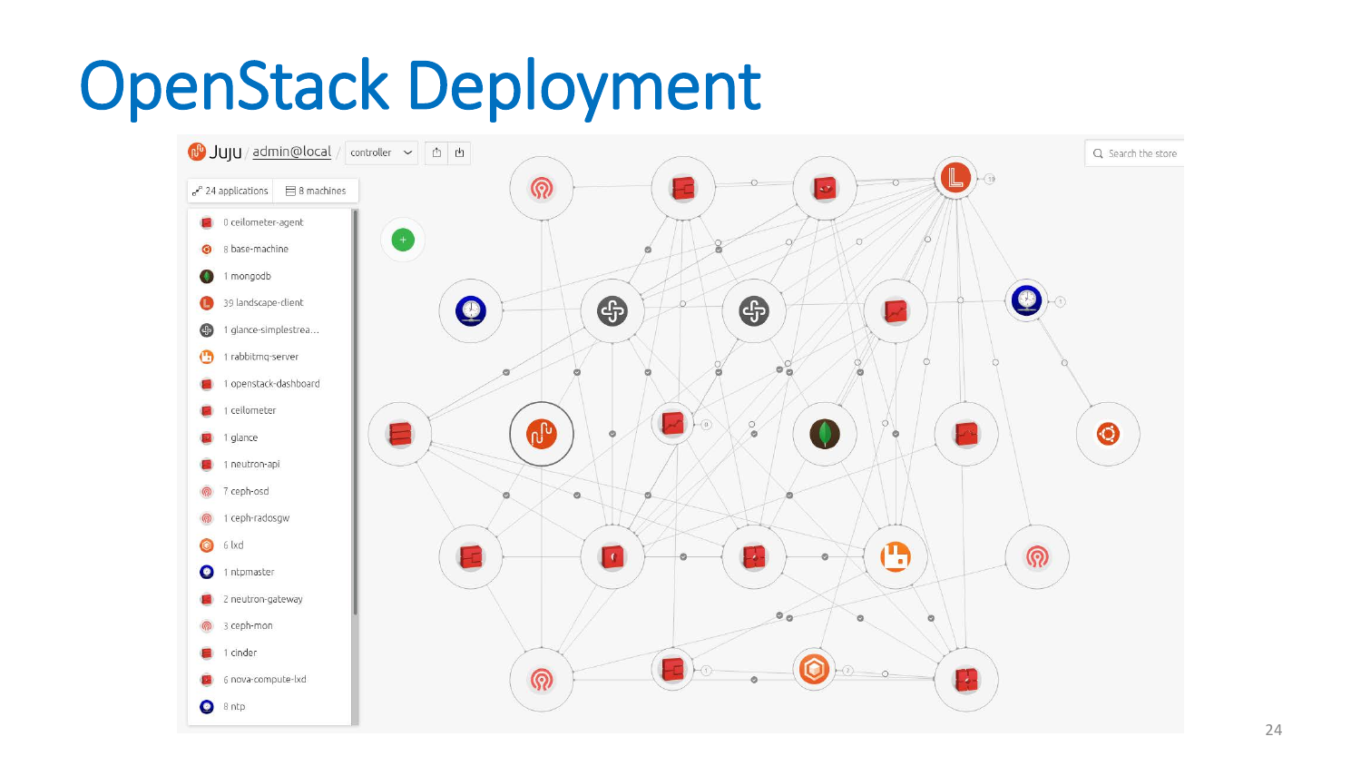# OpenStack Deployment

Juju / admin@local / controller

24 applications | 8 machines

- 0 ceilometer-agent
- 8 base-machine
- 1 mongodb
- 39 landscape-client
- 1 glance-simplestrea...
- 1 rabbitmq-server
- 1 openstack-dashboard
- 1 ceilometer
- 1 glance
- 1 neutron-api
- 7 ceph-osd
- 1 ceph-radosgw
- 6 lxd
- 1 ntpmaster
- 2 neutron-gateway
- 3 ceph-mon
- 1 cinder
- 6 nova-compute-lxd
- 8 ntp

Search the store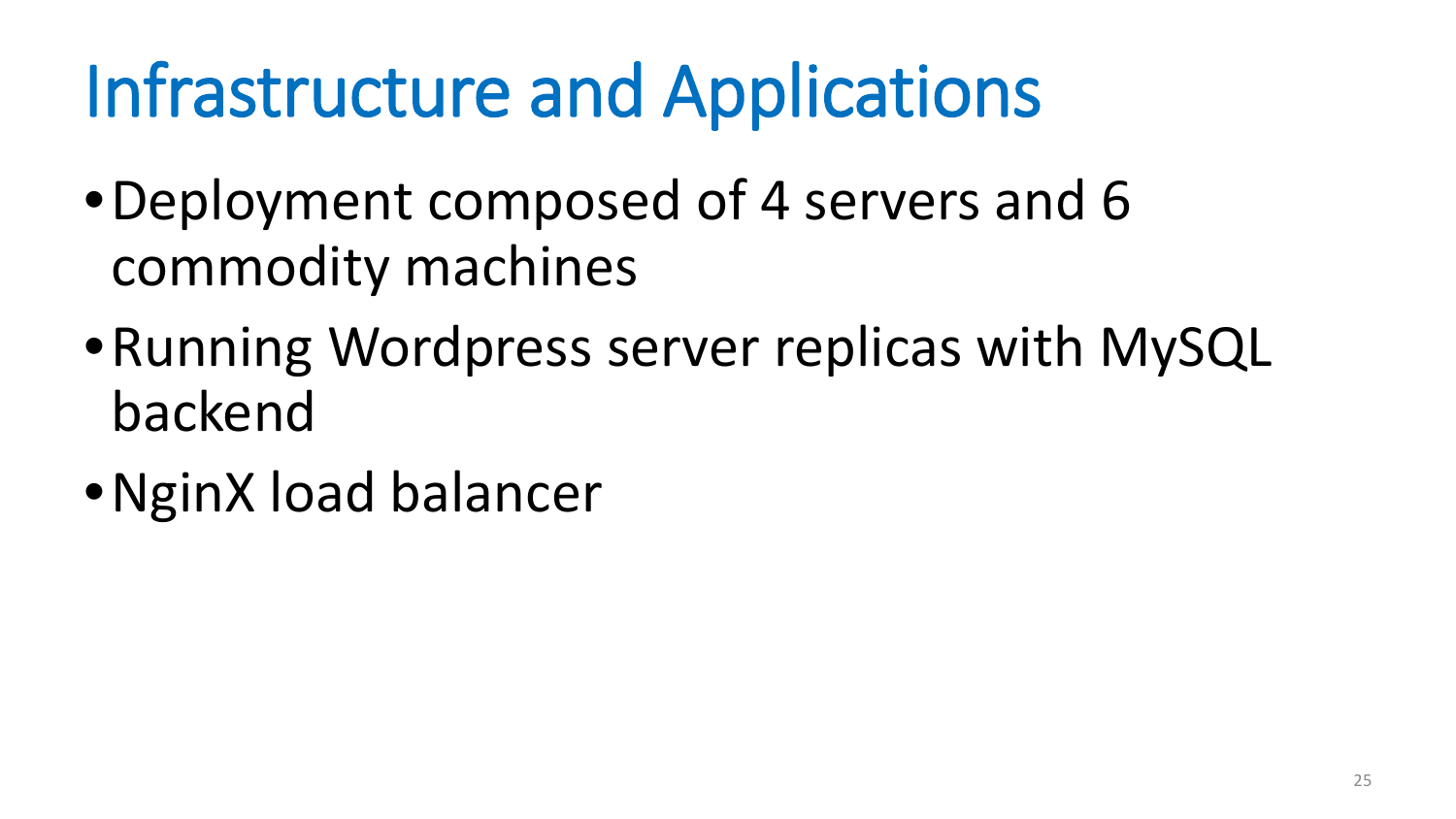# Infrastructure and Applications

- Deployment composed of 4 servers and 6 commodity machines
- Running Wordpress server replicas with MySQL backend
- NginX load balancer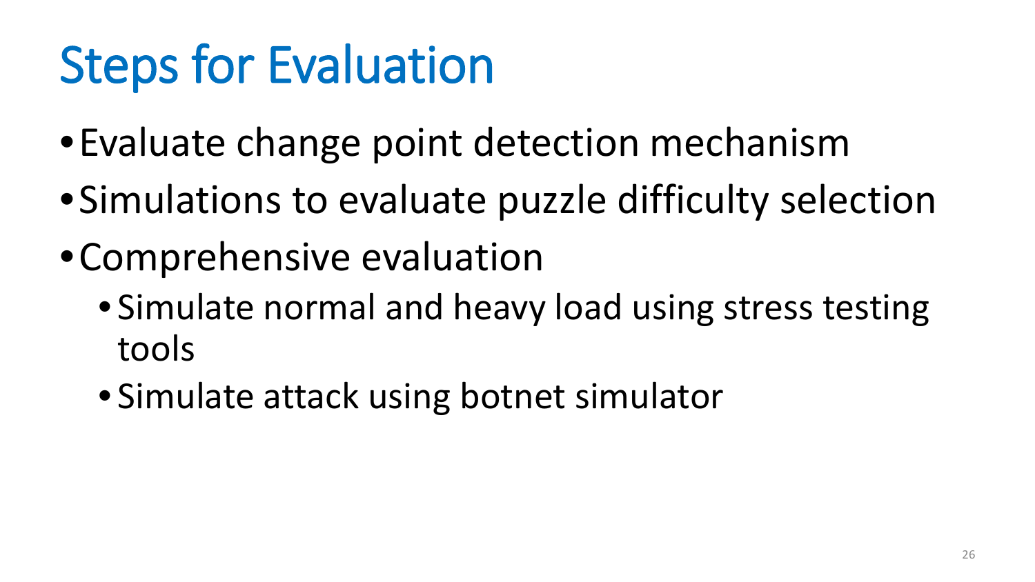# Steps for Evaluation

- Evaluate change point detection mechanism
- Simulations to evaluate puzzle difficulty selection
- Comprehensive evaluation
  - Simulate normal and heavy load using stress testing tools
  - Simulate attack using botnet simulator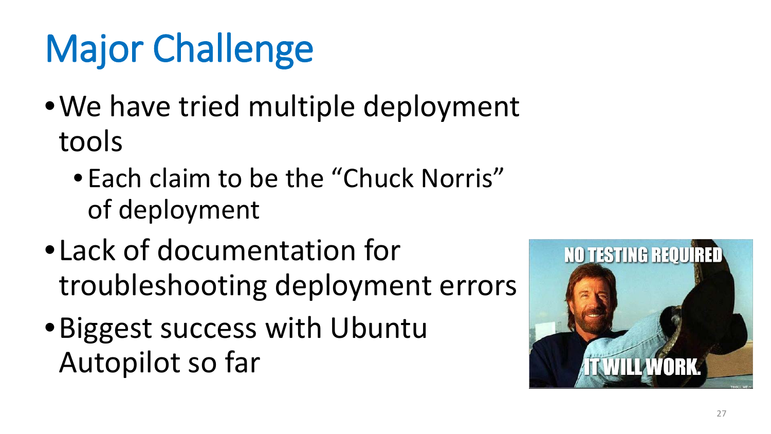# Major Challenge

- We have tried multiple deployment tools
  - Each claim to be the "Chuck Norris" of deployment
- Lack of documentation for troubleshooting deployment errors
- Biggest success with Ubuntu Autopilot so far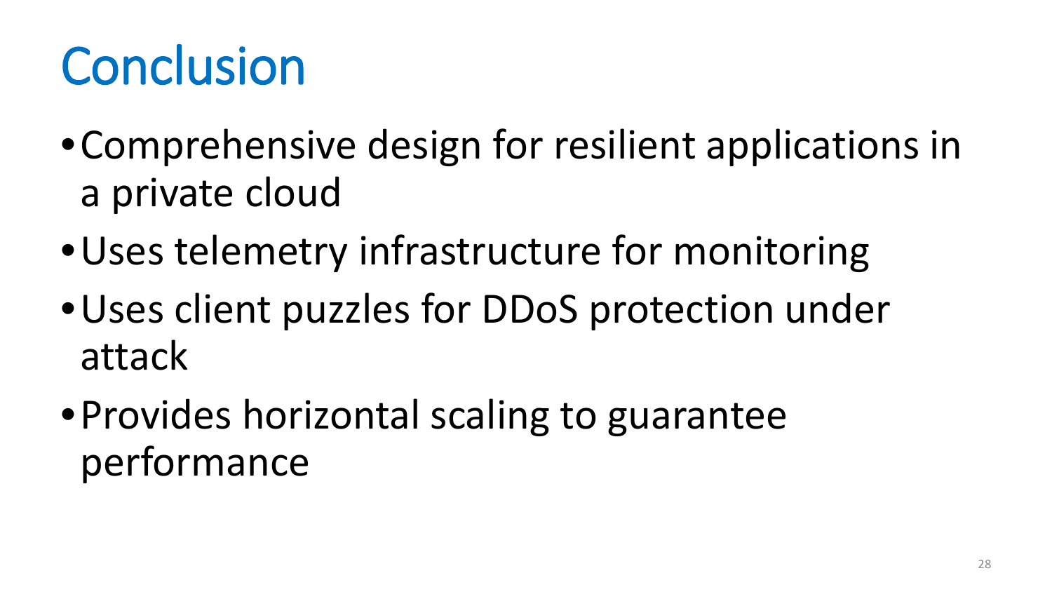# Conclusion

- Comprehensive design for resilient applications in a private cloud
- Uses telemetry infrastructure for monitoring
- Uses client puzzles for DDoS protection under attack
- Provides horizontal scaling to guarantee performance